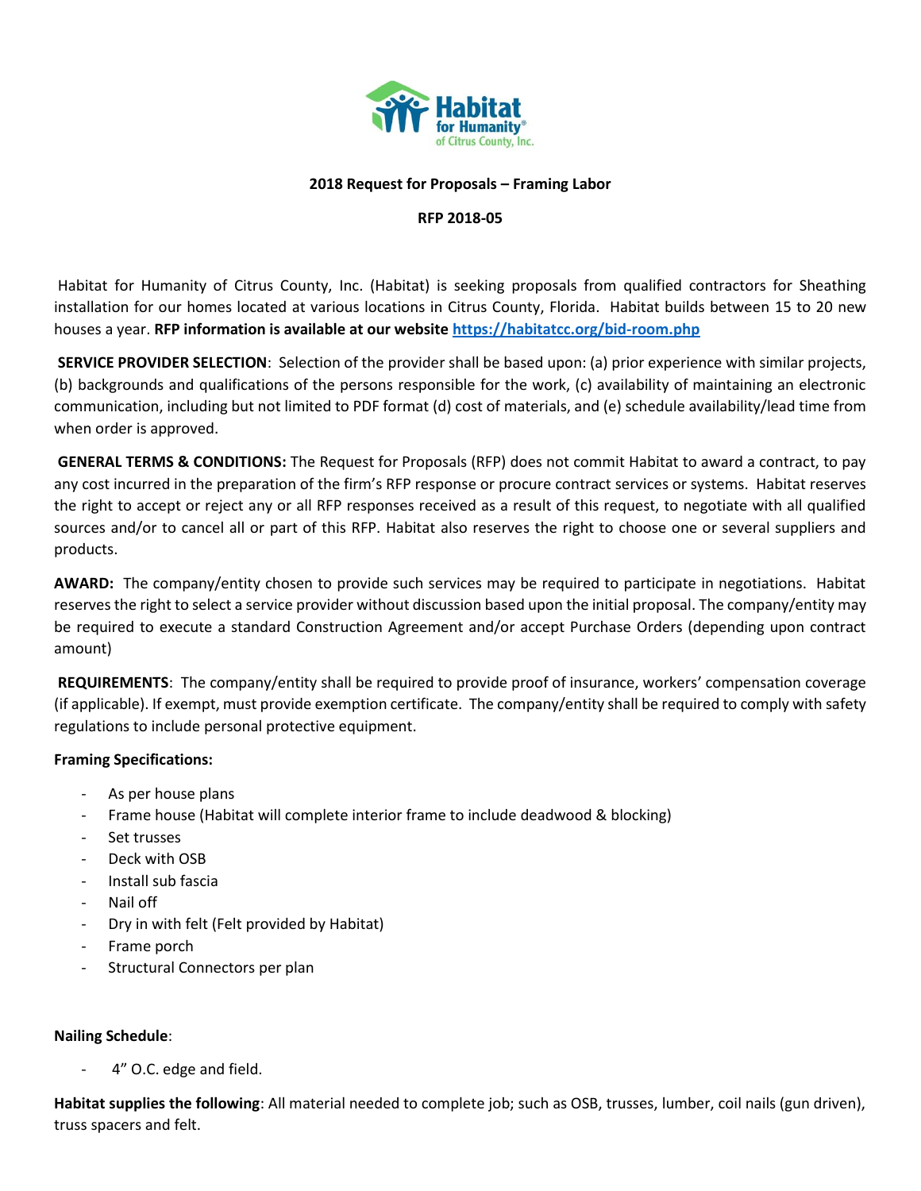**2018 Request for Proposals – Framing Labor**

**RFP 2018-05**

Habitat for Humanity of Citrus County, Inc. (Habitat) is seeking proposals from qualified contractors for Sheathing installation for our homes located at various locations in Citrus County, Florida. Habitat builds between 15 to 20 new houses a year. **RFP information is available at our website https://habitatcc.org/bid-room.php**

**SERVICE PROVIDER SELECTION**: Selection of the provider shall be based upon: (a) prior experience with similar projects, (b) backgrounds and qualifications of the persons responsible for the work, (c) availability of maintaining an electronic communication, including but not limited to PDF format (d) cost of materials, and (e) schedule availability/lead time from when order is approved.

**GENERAL TERMS & CONDITIONS:** The Request for Proposals (RFP) does not commit Habitat to award a contract, to pay any cost incurred in the preparation of the firm's RFP response or procure contract services or systems. Habitat reserves the right to accept or reject any or all RFP responses received as a result of this request, to negotiate with all qualified sources and/or to cancel all or part of this RFP. Habitat also reserves the right to choose one or several suppliers and products.

**AWARD:** The company/entity chosen to provide such services may be required to participate in negotiations. Habitat reserves the right to select a service provider without discussion based upon the initial proposal. The company/entity may be required to execute a standard Construction Agreement and/or accept Purchase Orders (depending upon contract amount)

**REQUIREMENTS**: The company/entity shall be required to provide proof of insurance, workers' compensation coverage (if applicable). If exempt, must provide exemption certificate. The company/entity shall be required to comply with safety regulations to include personal protective equipment.

**Framing Specifications:**

- As per house plans
- Frame house (Habitat will complete interior frame to include deadwood & blocking)
- Set trusses
- Deck with OSB
- Install sub fascia
- Nail off
- Dry in with felt (Felt provided by Habitat)
- Frame porch
- Structural Connectors per plan

**Nailing Schedule**:

- 4" O.C. edge and field.

**Habitat supplies the following**: All material needed to complete job; such as OSB, trusses, lumber, coil nails (gun driven), truss spacers and felt.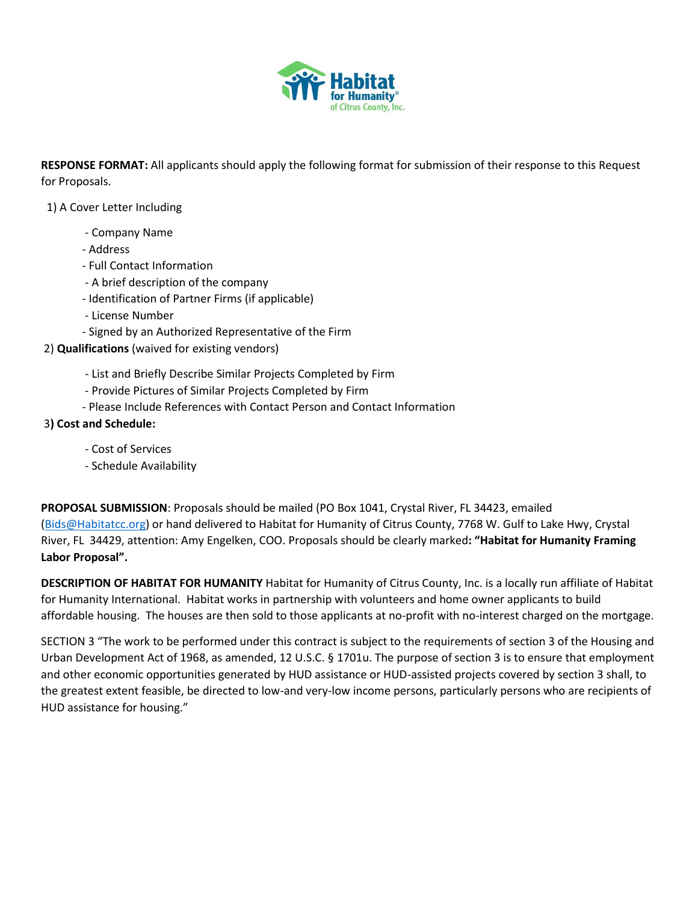**RESPONSE FORMAT:** All applicants should apply the following format for submission of their response to this Request for Proposals.

1) A Cover Letter Including
   - Company Name
   - Address
   - Full Contact Information
   - A brief description of the company
   - Identification of Partner Firms (if applicable)
   - License Number
   - Signed by an Authorized Representative of the Firm
2) **Qualifications** (waived for existing vendors)
   - List and Briefly Describe Similar Projects Completed by Firm
   - Provide Pictures of Similar Projects Completed by Firm
   - Please Include References with Contact Person and Contact Information
3) **Cost and Schedule:**
   - Cost of Services
   - Schedule Availability

**PROPOSAL SUBMISSION**: Proposals should be mailed (PO Box 1041, Crystal River, FL 34423, emailed (Bids@Habitatcc.org) or hand delivered to Habitat for Humanity of Citrus County, 7768 W. Gulf to Lake Hwy, Crystal River, FL 34429, attention: Amy Engelken, COO. Proposals should be clearly marked**: "Habitat for Humanity Framing Labor Proposal".**

**DESCRIPTION OF HABITAT FOR HUMANITY** Habitat for Humanity of Citrus County, Inc. is a locally run affiliate of Habitat for Humanity International. Habitat works in partnership with volunteers and home owner applicants to build affordable housing. The houses are then sold to those applicants at no-profit with no-interest charged on the mortgage.

SECTION 3 "The work to be performed under this contract is subject to the requirements of section 3 of the Housing and Urban Development Act of 1968, as amended, 12 U.S.C. § 1701u. The purpose of section 3 is to ensure that employment and other economic opportunities generated by HUD assistance or HUD-assisted projects covered by section 3 shall, to the greatest extent feasible, be directed to low-and very-low income persons, particularly persons who are recipients of HUD assistance for housing."